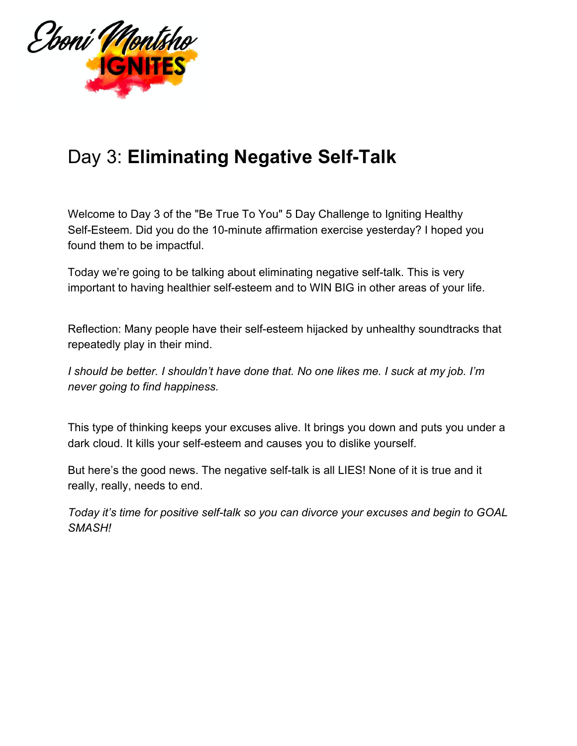Eboni Montsho IGNITES

# Day 3: **Eliminating Negative Self-Talk**

Welcome to Day 3 of the "Be True To You" 5 Day Challenge to Igniting Healthy Self-Esteem. Did you do the 10-minute affirmation exercise yesterday? I hoped you found them to be impactful.

Today we're going to be talking about eliminating negative self-talk. This is very important to having healthier self-esteem and to WIN BIG in other areas of your life.

Reflection: Many people have their self-esteem hijacked by unhealthy soundtracks that repeatedly play in their mind.

*I should be better. I shouldn't have done that. No one likes me. I suck at my job. I'm never going to find happiness.*

This type of thinking keeps your excuses alive. It brings you down and puts you under a dark cloud. It kills your self-esteem and causes you to dislike yourself.

But here's the good news. The negative self-talk is all LIES! None of it is true and it really, really, needs to end.

*Today it's time for positive self-talk so you can divorce your excuses and begin to GOAL SMASH!*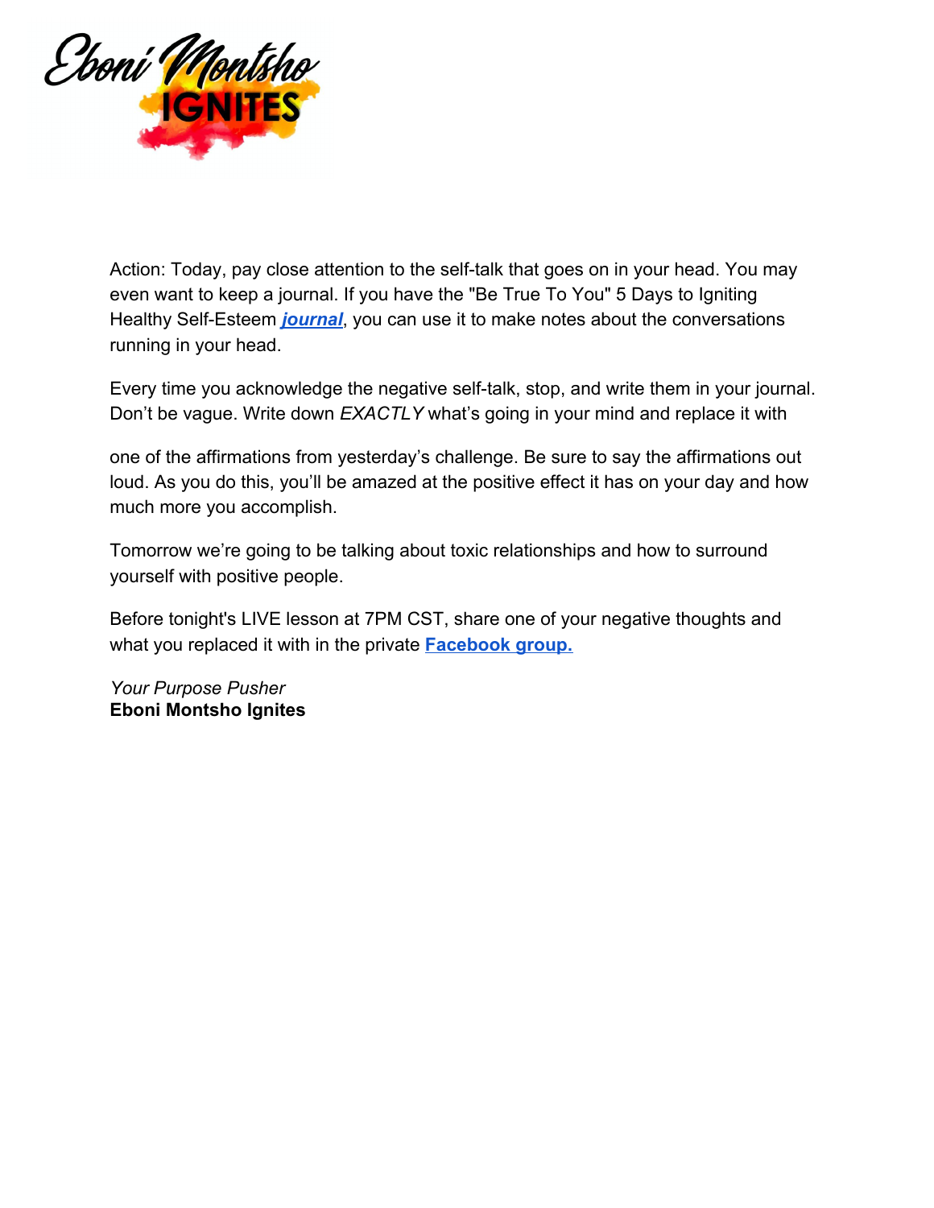Action: Today, pay close attention to the self-talk that goes on in your head. You may even want to keep a journal. If you have the "Be True To You" 5 Days to Igniting Healthy Self-Esteem ***journal***, you can use it to make notes about the conversations running in your head.

Every time you acknowledge the negative self-talk, stop, and write them in your journal. Don't be vague. Write down *EXACTLY* what's going in your mind and replace it with one of the affirmations from yesterday's challenge. Be sure to say the affirmations out loud. As you do this, you'll be amazed at the positive effect it has on your day and how much more you accomplish.

Tomorrow we're going to be talking about toxic relationships and how to surround yourself with positive people.

Before tonight's LIVE lesson at 7PM CST, share one of your negative thoughts and what you replaced it with in the private **Facebook group.**

*Your Purpose Pusher*
**Eboni Montsho Ignites**